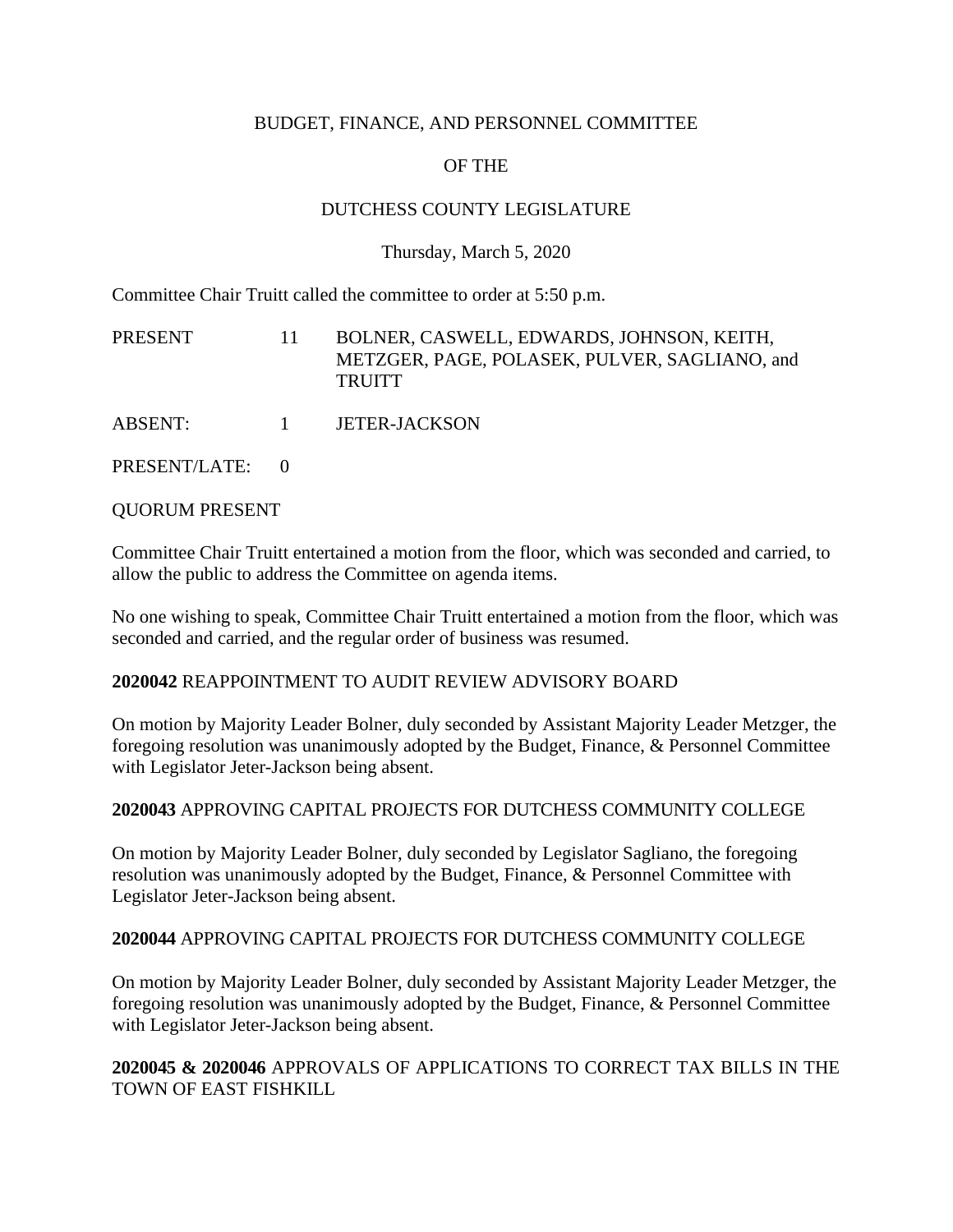BUDGET, FINANCE, AND PERSONNEL COMMITTEE

OF THE

DUTCHESS COUNTY LEGISLATURE

Thursday, March 5, 2020

Committee Chair Truitt called the committee to order at 5:50 p.m.

| | | |
|---|---|---|
| PRESENT | 11 | BOLNER, CASWELL, EDWARDS, JOHNSON, KEITH, METZGER, PAGE, POLASEK, PULVER, SAGLIANO, and TRUITT |
| ABSENT: | 1 | JETER-JACKSON |
| PRESENT/LATE: | 0 | |

QUORUM PRESENT

Committee Chair Truitt entertained a motion from the floor, which was seconded and carried, to allow the public to address the Committee on agenda items.

No one wishing to speak, Committee Chair Truitt entertained a motion from the floor, which was seconded and carried, and the regular order of business was resumed.

**2020042** REAPPOINTMENT TO AUDIT REVIEW ADVISORY BOARD

On motion by Majority Leader Bolner, duly seconded by Assistant Majority Leader Metzger, the foregoing resolution was unanimously adopted by the Budget, Finance, & Personnel Committee with Legislator Jeter-Jackson being absent.

**2020043** APPROVING CAPITAL PROJECTS FOR DUTCHESS COMMUNITY COLLEGE

On motion by Majority Leader Bolner, duly seconded by Legislator Sagliano, the foregoing resolution was unanimously adopted by the Budget, Finance, & Personnel Committee with Legislator Jeter-Jackson being absent.

**2020044** APPROVING CAPITAL PROJECTS FOR DUTCHESS COMMUNITY COLLEGE

On motion by Majority Leader Bolner, duly seconded by Assistant Majority Leader Metzger, the foregoing resolution was unanimously adopted by the Budget, Finance, & Personnel Committee with Legislator Jeter-Jackson being absent.

**2020045 & 2020046** APPROVALS OF APPLICATIONS TO CORRECT TAX BILLS IN THE TOWN OF EAST FISHKILL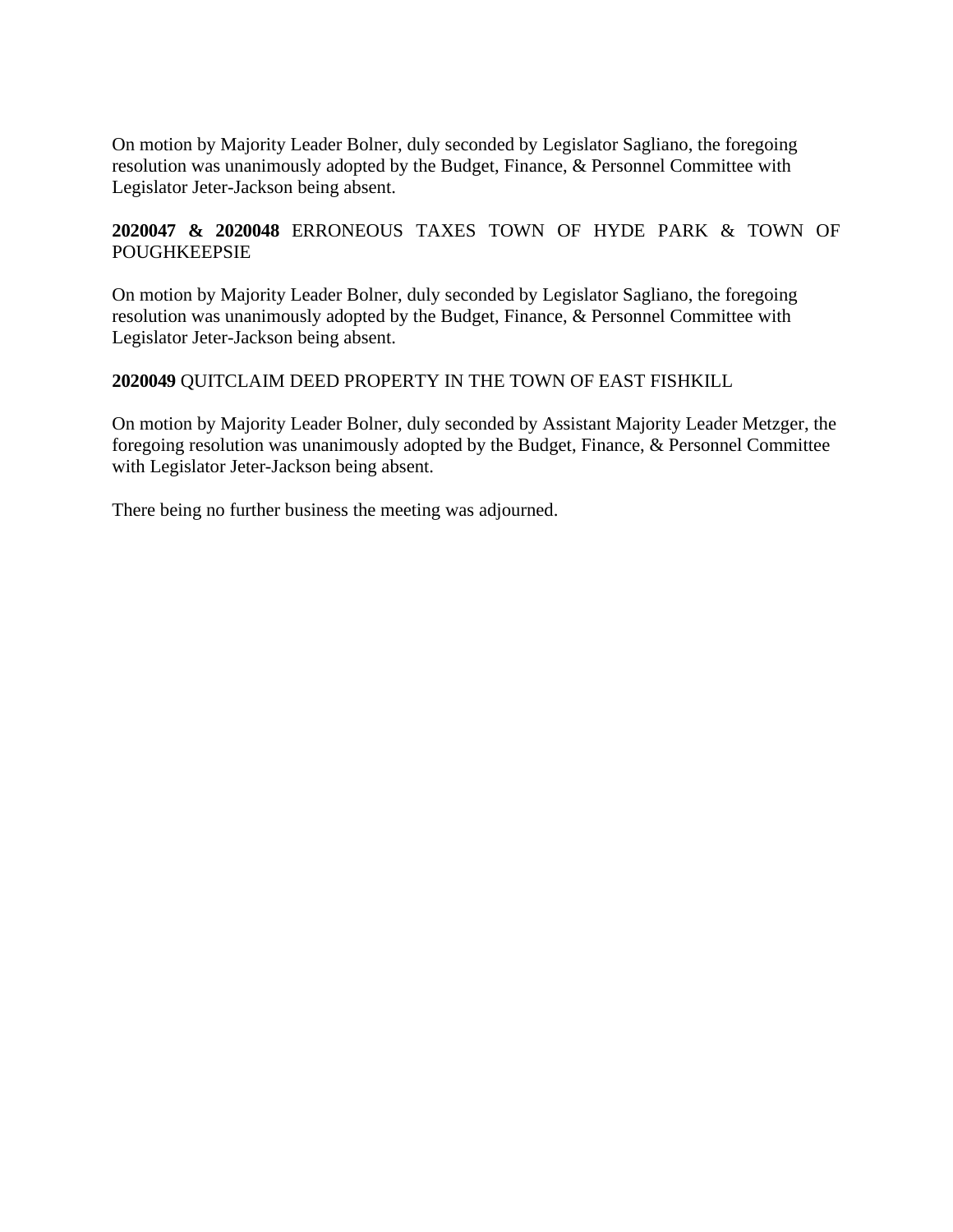On motion by Majority Leader Bolner, duly seconded by Legislator Sagliano, the foregoing resolution was unanimously adopted by the Budget, Finance, & Personnel Committee with Legislator Jeter-Jackson being absent.

**2020047 & 2020048** ERRONEOUS TAXES TOWN OF HYDE PARK & TOWN OF POUGHKEEPSIE

On motion by Majority Leader Bolner, duly seconded by Legislator Sagliano, the foregoing resolution was unanimously adopted by the Budget, Finance, & Personnel Committee with Legislator Jeter-Jackson being absent.

**2020049** QUITCLAIM DEED PROPERTY IN THE TOWN OF EAST FISHKILL

On motion by Majority Leader Bolner, duly seconded by Assistant Majority Leader Metzger, the foregoing resolution was unanimously adopted by the Budget, Finance, & Personnel Committee with Legislator Jeter-Jackson being absent.

There being no further business the meeting was adjourned.